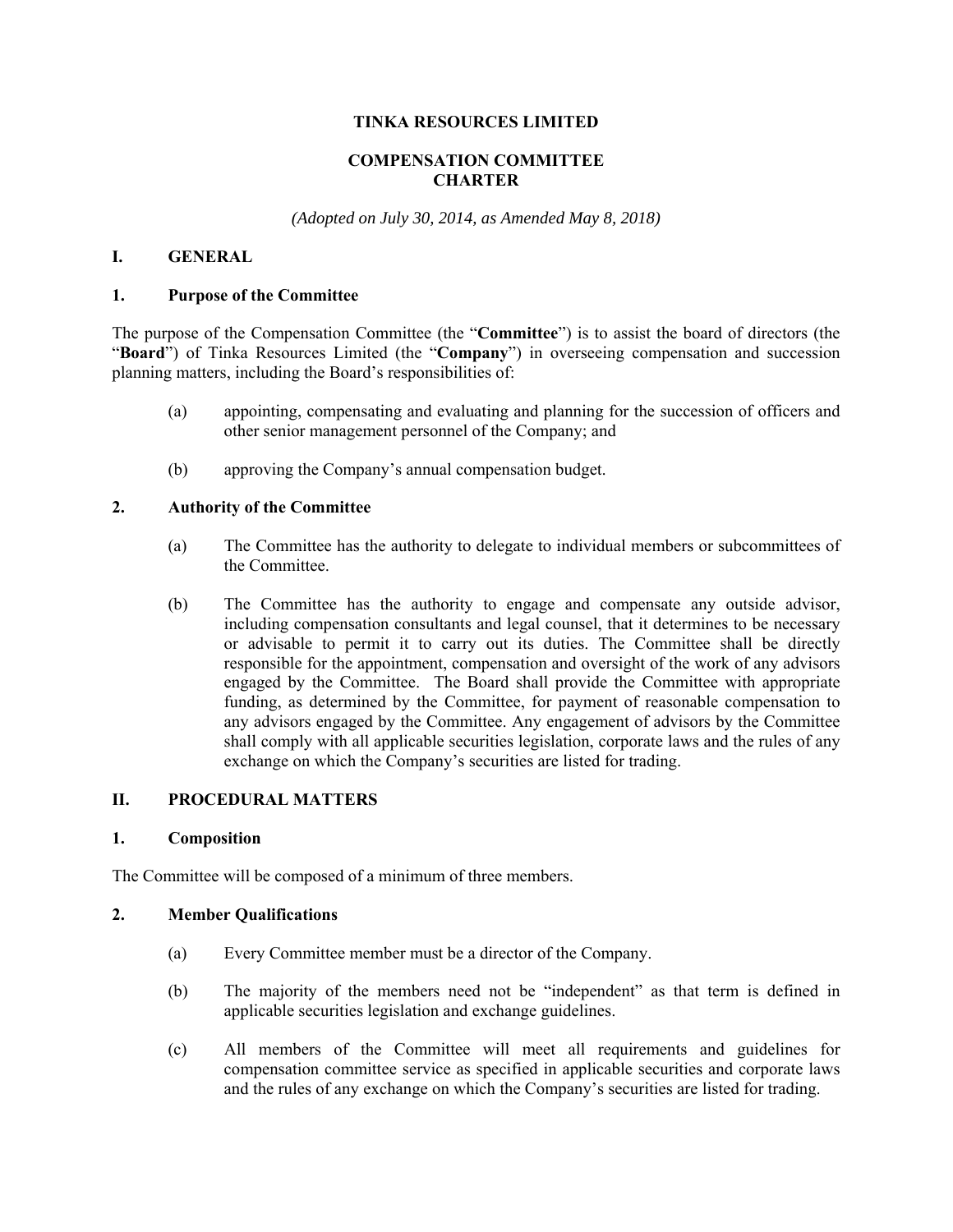# TINKA RESOURCES LIMITED

## COMPENSATION COMMITTEE CHARTER

*(Adopted on July 30, 2014, as Amended May 8, 2018)*

## I. GENERAL

### 1. Purpose of the Committee

The purpose of the Compensation Committee (the "**Committee**") is to assist the board of directors (the "**Board**") of Tinka Resources Limited (the "**Company**") in overseeing compensation and succession planning matters, including the Board's responsibilities of:

(a) appointing, compensating and evaluating and planning for the succession of officers and other senior management personnel of the Company; and

(b) approving the Company's annual compensation budget.

### 2. Authority of the Committee

(a) The Committee has the authority to delegate to individual members or subcommittees of the Committee.

(b) The Committee has the authority to engage and compensate any outside advisor, including compensation consultants and legal counsel, that it determines to be necessary or advisable to permit it to carry out its duties. The Committee shall be directly responsible for the appointment, compensation and oversight of the work of any advisors engaged by the Committee. The Board shall provide the Committee with appropriate funding, as determined by the Committee, for payment of reasonable compensation to any advisors engaged by the Committee. Any engagement of advisors by the Committee shall comply with all applicable securities legislation, corporate laws and the rules of any exchange on which the Company's securities are listed for trading.

## II. PROCEDURAL MATTERS

### 1. Composition

The Committee will be composed of a minimum of three members.

### 2. Member Qualifications

(a) Every Committee member must be a director of the Company.

(b) The majority of the members need not be "independent" as that term is defined in applicable securities legislation and exchange guidelines.

(c) All members of the Committee will meet all requirements and guidelines for compensation committee service as specified in applicable securities and corporate laws and the rules of any exchange on which the Company's securities are listed for trading.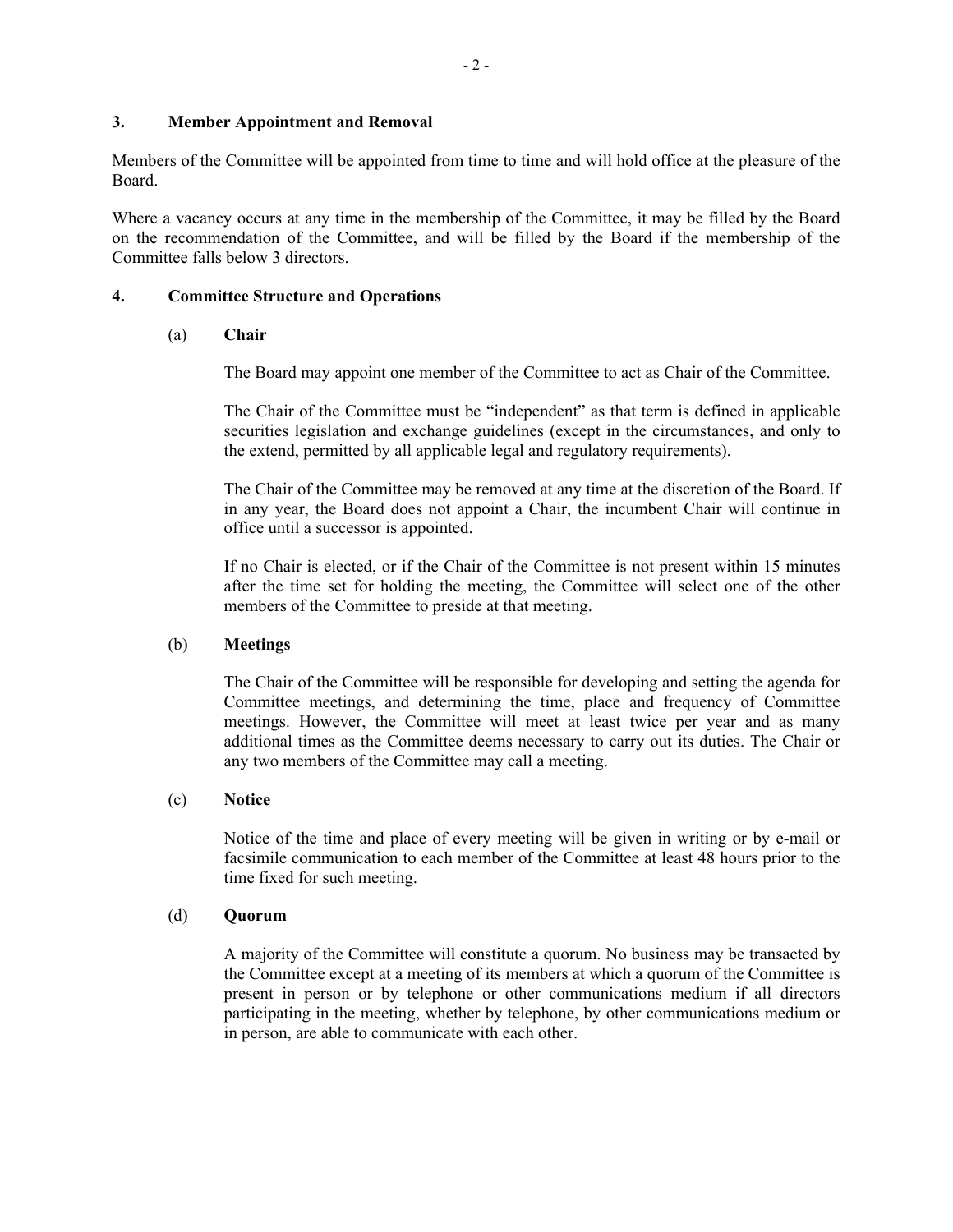## 3. Member Appointment and Removal

Members of the Committee will be appointed from time to time and will hold office at the pleasure of the Board.

Where a vacancy occurs at any time in the membership of the Committee, it may be filled by the Board on the recommendation of the Committee, and will be filled by the Board if the membership of the Committee falls below 3 directors.

## 4. Committee Structure and Operations

### (a) Chair

The Board may appoint one member of the Committee to act as Chair of the Committee.

The Chair of the Committee must be "independent" as that term is defined in applicable securities legislation and exchange guidelines (except in the circumstances, and only to the extend, permitted by all applicable legal and regulatory requirements).

The Chair of the Committee may be removed at any time at the discretion of the Board. If in any year, the Board does not appoint a Chair, the incumbent Chair will continue in office until a successor is appointed.

If no Chair is elected, or if the Chair of the Committee is not present within 15 minutes after the time set for holding the meeting, the Committee will select one of the other members of the Committee to preside at that meeting.

### (b) Meetings

The Chair of the Committee will be responsible for developing and setting the agenda for Committee meetings, and determining the time, place and frequency of Committee meetings. However, the Committee will meet at least twice per year and as many additional times as the Committee deems necessary to carry out its duties. The Chair or any two members of the Committee may call a meeting.

### (c) Notice

Notice of the time and place of every meeting will be given in writing or by e-mail or facsimile communication to each member of the Committee at least 48 hours prior to the time fixed for such meeting.

### (d) Quorum

A majority of the Committee will constitute a quorum. No business may be transacted by the Committee except at a meeting of its members at which a quorum of the Committee is present in person or by telephone or other communications medium if all directors participating in the meeting, whether by telephone, by other communications medium or in person, are able to communicate with each other.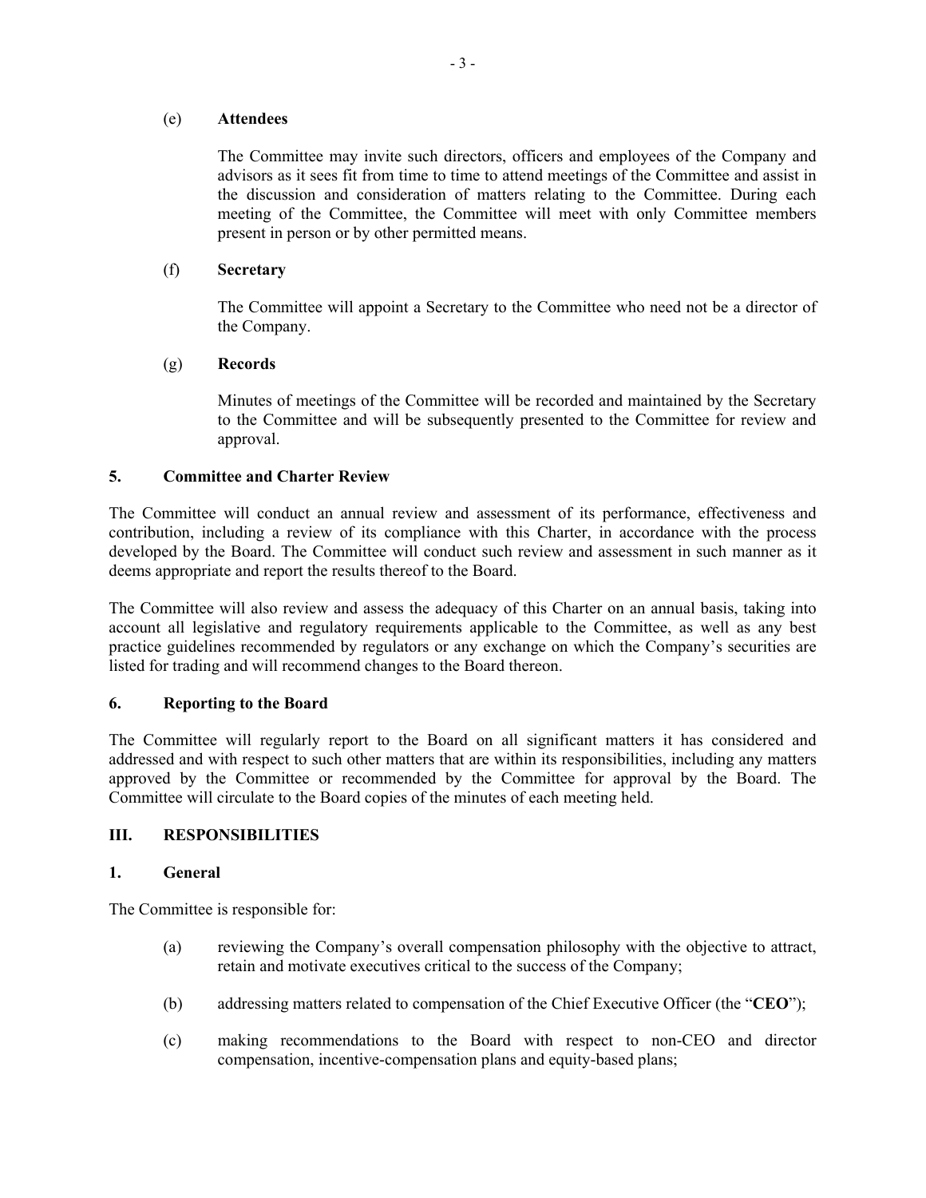(e) **Attendees**

The Committee may invite such directors, officers and employees of the Company and advisors as it sees fit from time to time to attend meetings of the Committee and assist in the discussion and consideration of matters relating to the Committee. During each meeting of the Committee, the Committee will meet with only Committee members present in person or by other permitted means.

(f) **Secretary**

The Committee will appoint a Secretary to the Committee who need not be a director of the Company.

(g) **Records**

Minutes of meetings of the Committee will be recorded and maintained by the Secretary to the Committee and will be subsequently presented to the Committee for review and approval.

### 5. Committee and Charter Review

The Committee will conduct an annual review and assessment of its performance, effectiveness and contribution, including a review of its compliance with this Charter, in accordance with the process developed by the Board. The Committee will conduct such review and assessment in such manner as it deems appropriate and report the results thereof to the Board.

The Committee will also review and assess the adequacy of this Charter on an annual basis, taking into account all legislative and regulatory requirements applicable to the Committee, as well as any best practice guidelines recommended by regulators or any exchange on which the Company's securities are listed for trading and will recommend changes to the Board thereon.

### 6. Reporting to the Board

The Committee will regularly report to the Board on all significant matters it has considered and addressed and with respect to such other matters that are within its responsibilities, including any matters approved by the Committee or recommended by the Committee for approval by the Board. The Committee will circulate to the Board copies of the minutes of each meeting held.

## III. RESPONSIBILITIES

### 1. General

The Committee is responsible for:

(a) reviewing the Company's overall compensation philosophy with the objective to attract, retain and motivate executives critical to the success of the Company;

(b) addressing matters related to compensation of the Chief Executive Officer (the "**CEO**");

(c) making recommendations to the Board with respect to non-CEO and director compensation, incentive-compensation plans and equity-based plans;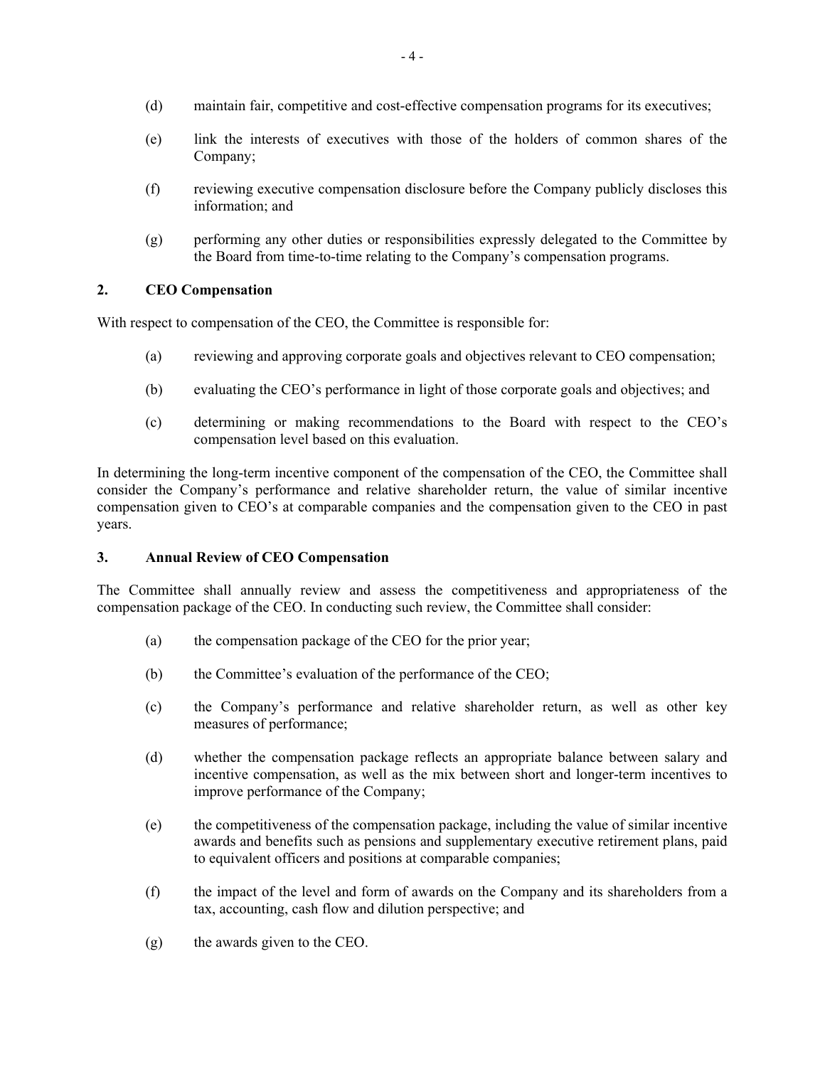(d) maintain fair, competitive and cost-effective compensation programs for its executives;

(e) link the interests of executives with those of the holders of common shares of the Company;

(f) reviewing executive compensation disclosure before the Company publicly discloses this information; and

(g) performing any other duties or responsibilities expressly delegated to the Committee by the Board from time-to-time relating to the Company's compensation programs.

**2. CEO Compensation**

With respect to compensation of the CEO, the Committee is responsible for:

(a) reviewing and approving corporate goals and objectives relevant to CEO compensation;

(b) evaluating the CEO's performance in light of those corporate goals and objectives; and

(c) determining or making recommendations to the Board with respect to the CEO's compensation level based on this evaluation.

In determining the long-term incentive component of the compensation of the CEO, the Committee shall consider the Company's performance and relative shareholder return, the value of similar incentive compensation given to CEO's at comparable companies and the compensation given to the CEO in past years.

**3. Annual Review of CEO Compensation**

The Committee shall annually review and assess the competitiveness and appropriateness of the compensation package of the CEO. In conducting such review, the Committee shall consider:

(a) the compensation package of the CEO for the prior year;

(b) the Committee's evaluation of the performance of the CEO;

(c) the Company's performance and relative shareholder return, as well as other key measures of performance;

(d) whether the compensation package reflects an appropriate balance between salary and incentive compensation, as well as the mix between short and longer-term incentives to improve performance of the Company;

(e) the competitiveness of the compensation package, including the value of similar incentive awards and benefits such as pensions and supplementary executive retirement plans, paid to equivalent officers and positions at comparable companies;

(f) the impact of the level and form of awards on the Company and its shareholders from a tax, accounting, cash flow and dilution perspective; and

(g) the awards given to the CEO.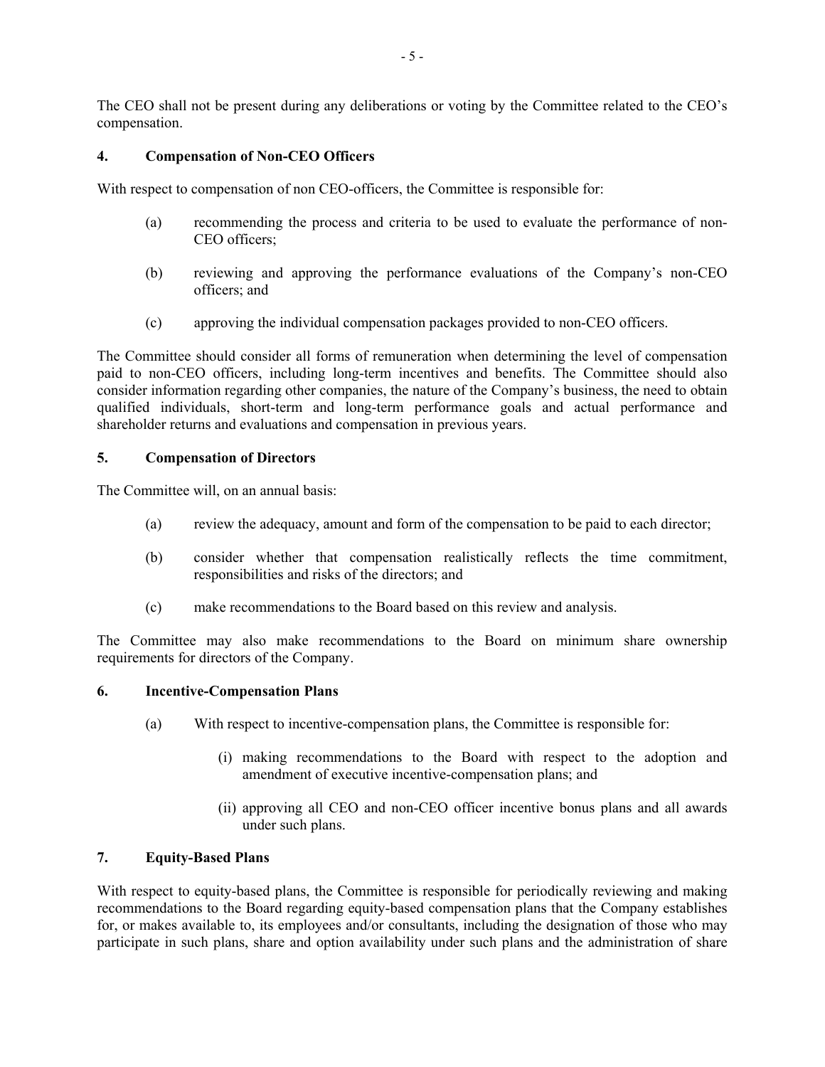The CEO shall not be present during any deliberations or voting by the Committee related to the CEO's compensation.

## 4. Compensation of Non-CEO Officers

With respect to compensation of non CEO-officers, the Committee is responsible for:

(a) recommending the process and criteria to be used to evaluate the performance of non-CEO officers;

(b) reviewing and approving the performance evaluations of the Company's non-CEO officers; and

(c) approving the individual compensation packages provided to non-CEO officers.

The Committee should consider all forms of remuneration when determining the level of compensation paid to non-CEO officers, including long-term incentives and benefits. The Committee should also consider information regarding other companies, the nature of the Company's business, the need to obtain qualified individuals, short-term and long-term performance goals and actual performance and shareholder returns and evaluations and compensation in previous years.

## 5. Compensation of Directors

The Committee will, on an annual basis:

(a) review the adequacy, amount and form of the compensation to be paid to each director;

(b) consider whether that compensation realistically reflects the time commitment, responsibilities and risks of the directors; and

(c) make recommendations to the Board based on this review and analysis.

The Committee may also make recommendations to the Board on minimum share ownership requirements for directors of the Company.

## 6. Incentive-Compensation Plans

(a) With respect to incentive-compensation plans, the Committee is responsible for:

   (i) making recommendations to the Board with respect to the adoption and amendment of executive incentive-compensation plans; and

   (ii) approving all CEO and non-CEO officer incentive bonus plans and all awards under such plans.

## 7. Equity-Based Plans

With respect to equity-based plans, the Committee is responsible for periodically reviewing and making recommendations to the Board regarding equity-based compensation plans that the Company establishes for, or makes available to, its employees and/or consultants, including the designation of those who may participate in such plans, share and option availability under such plans and the administration of share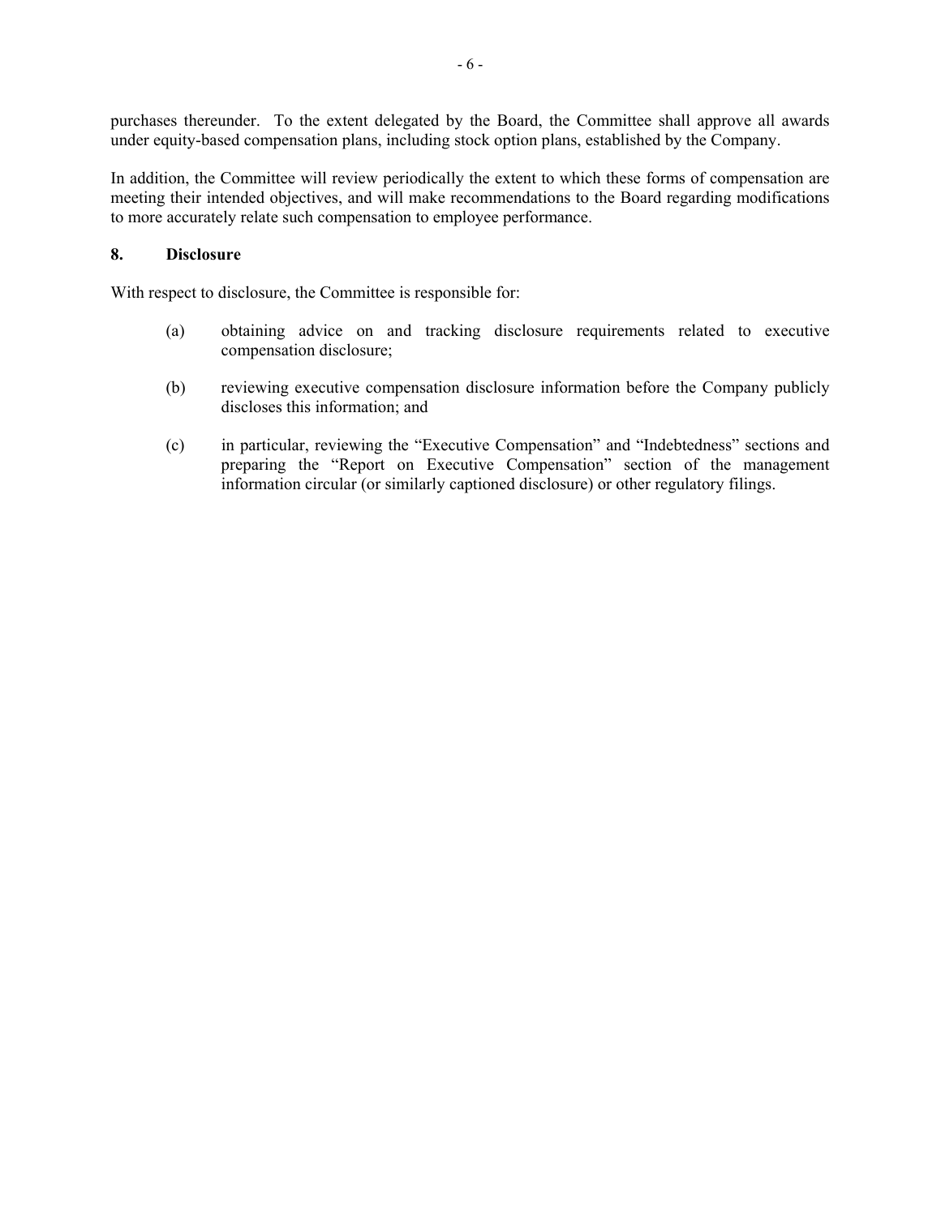purchases thereunder. To the extent delegated by the Board, the Committee shall approve all awards under equity-based compensation plans, including stock option plans, established by the Company.

In addition, the Committee will review periodically the extent to which these forms of compensation are meeting their intended objectives, and will make recommendations to the Board regarding modifications to more accurately relate such compensation to employee performance.

**8. Disclosure**

With respect to disclosure, the Committee is responsible for:

(a) obtaining advice on and tracking disclosure requirements related to executive compensation disclosure;

(b) reviewing executive compensation disclosure information before the Company publicly discloses this information; and

(c) in particular, reviewing the "Executive Compensation" and "Indebtedness" sections and preparing the "Report on Executive Compensation" section of the management information circular (or similarly captioned disclosure) or other regulatory filings.